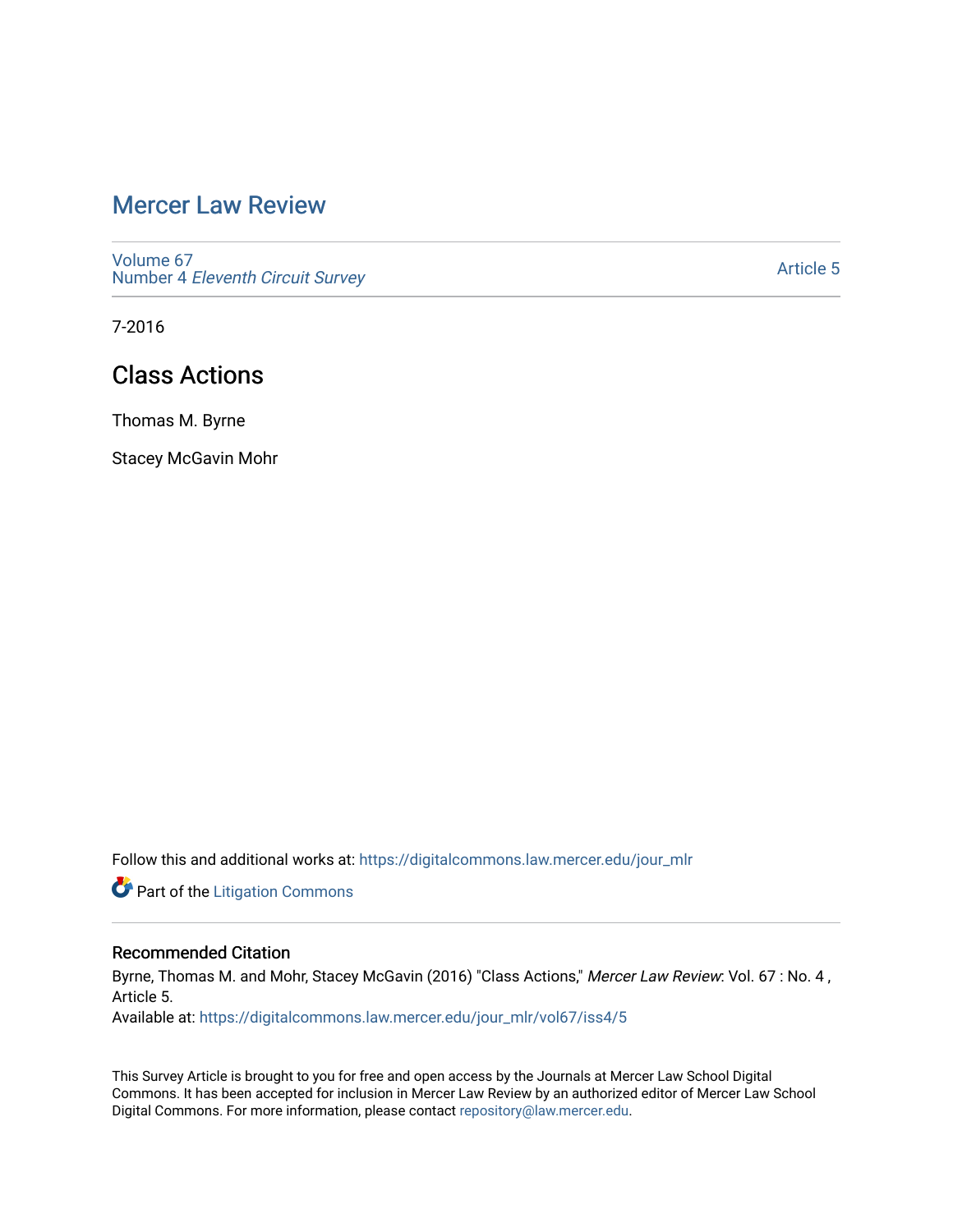# Mercer Law Review

Volume 67
Number 4 *Eleventh Circuit Survey*

Article 5

7-2016

## Class Actions

Thomas M. Byrne

Stacey McGavin Mohr

Follow this and additional works at: https://digitalcommons.law.mercer.edu/jour_mlr

Part of the Litigation Commons

### Recommended Citation

Byrne, Thomas M. and Mohr, Stacey McGavin (2016) "Class Actions," *Mercer Law Review*: Vol. 67 : No. 4 , Article 5.
Available at: https://digitalcommons.law.mercer.edu/jour_mlr/vol67/iss4/5

This Survey Article is brought to you for free and open access by the Journals at Mercer Law School Digital Commons. It has been accepted for inclusion in Mercer Law Review by an authorized editor of Mercer Law School Digital Commons. For more information, please contact repository@law.mercer.edu.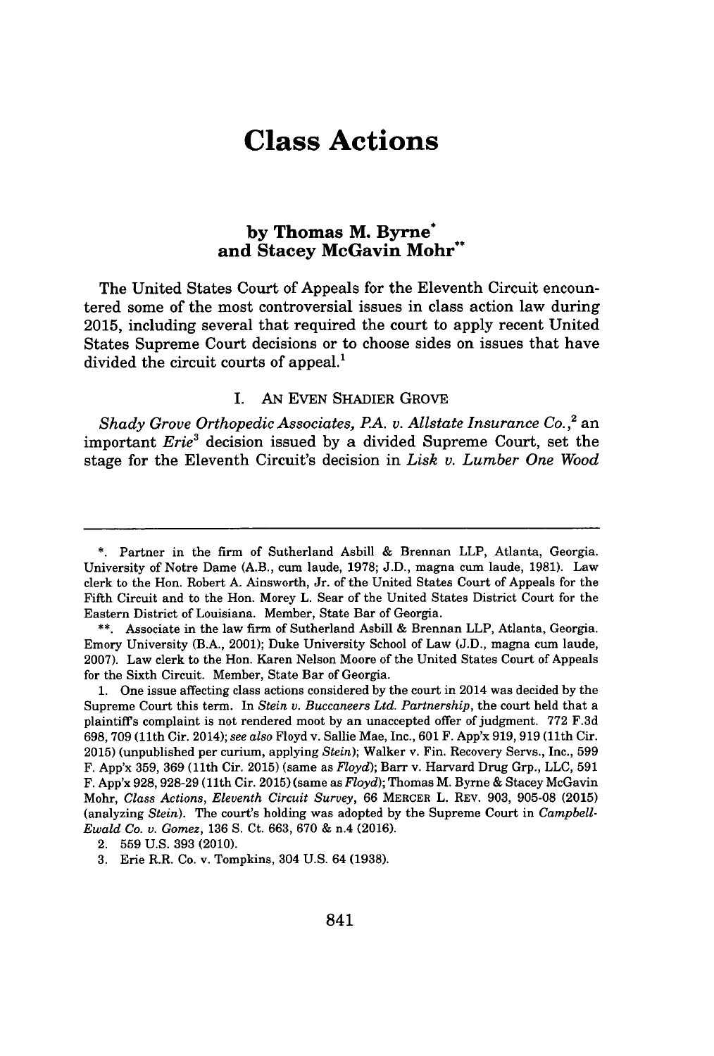# Class Actions

**by Thomas M. Byrne\***
**and Stacey McGavin Mohr\*\***

The United States Court of Appeals for the Eleventh Circuit encountered some of the most controversial issues in class action law during 2015, including several that required the court to apply recent United States Supreme Court decisions or to choose sides on issues that have divided the circuit courts of appeal.[1]

## I. AN EVEN SHADIER GROVE

*Shady Grove Orthopedic Associates, P.A. v. Allstate Insurance Co.*,[2] an important *Erie*[3] decision issued by a divided Supreme Court, set the stage for the Eleventh Circuit's decision in *Lisk v. Lumber One Wood*

---

\*. Partner in the firm of Sutherland Asbill & Brennan LLP, Atlanta, Georgia. University of Notre Dame (A.B., cum laude, 1978; J.D., magna cum laude, 1981). Law clerk to the Hon. Robert A. Ainsworth, Jr. of the United States Court of Appeals for the Fifth Circuit and to the Hon. Morey L. Sear of the United States District Court for the Eastern District of Louisiana. Member, State Bar of Georgia.

\*\*. Associate in the law firm of Sutherland Asbill & Brennan LLP, Atlanta, Georgia. Emory University (B.A., 2001); Duke University School of Law (J.D., magna cum laude, 2007). Law clerk to the Hon. Karen Nelson Moore of the United States Court of Appeals for the Sixth Circuit. Member, State Bar of Georgia.

1. One issue affecting class actions considered by the court in 2014 was decided by the Supreme Court this term. In *Stein v. Buccaneers Ltd. Partnership*, the court held that a plaintiff's complaint is not rendered moot by an unaccepted offer of judgment. 772 F.3d 698, 709 (11th Cir. 2014); *see also* Floyd v. Sallie Mae, Inc., 601 F. App'x 919, 919 (11th Cir. 2015) (unpublished per curium, applying *Stein*); Walker v. Fin. Recovery Servs., Inc., 599 F. App'x 359, 369 (11th Cir. 2015) (same as *Floyd*); Barr v. Harvard Drug Grp., LLC, 591 F. App'x 928, 928-29 (11th Cir. 2015) (same as *Floyd*); Thomas M. Byrne & Stacey McGavin Mohr, *Class Actions, Eleventh Circuit Survey*, 66 MERCER L. REV. 903, 905-08 (2015) (analyzing *Stein*). The court's holding was adopted by the Supreme Court in *Campbell-Ewald Co. v. Gomez*, 136 S. Ct. 663, 670 & n.4 (2016).

2. 559 U.S. 393 (2010).

3. Erie R.R. Co. v. Tompkins, 304 U.S. 64 (1938).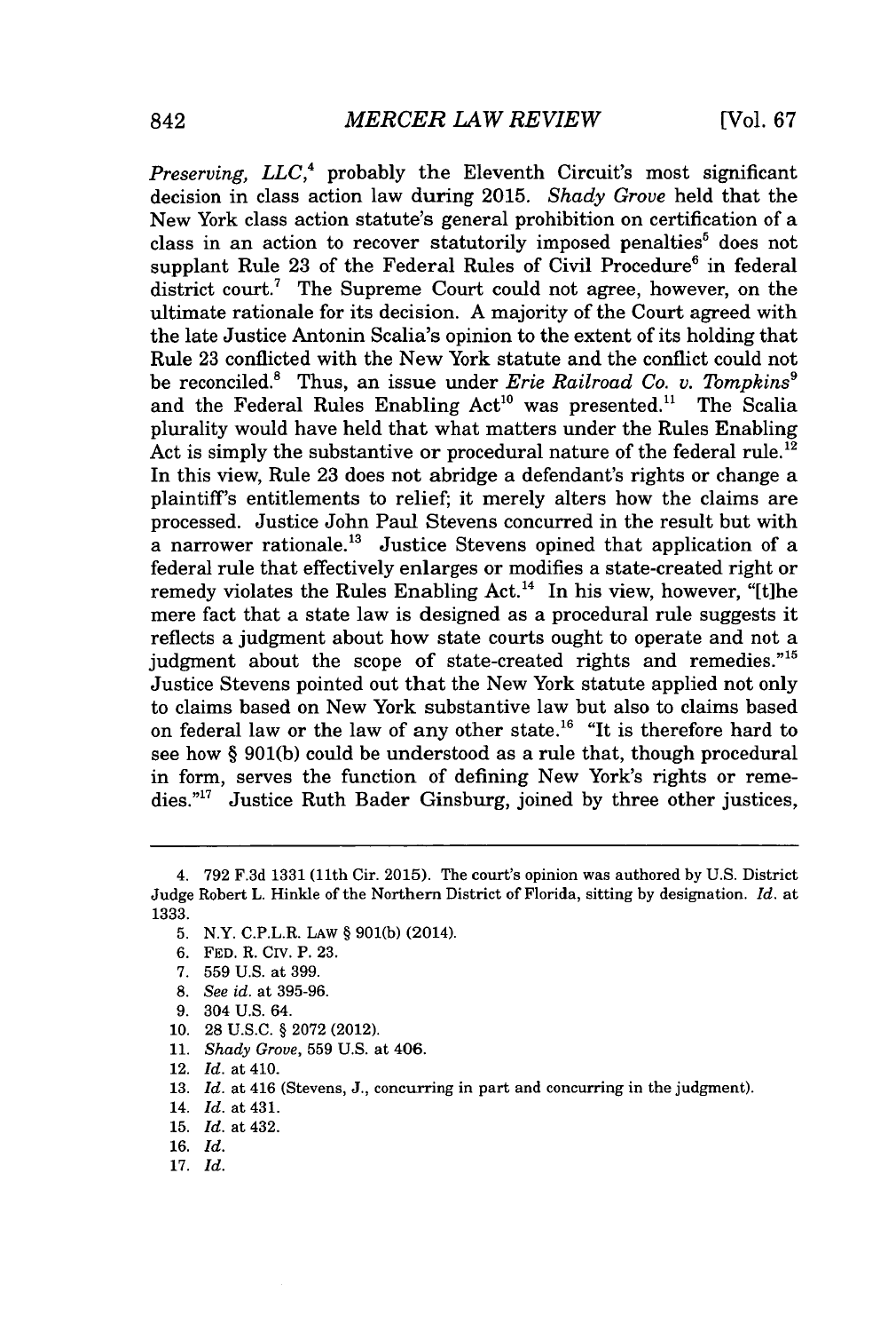*Preserving, LLC*,[4] probably the Eleventh Circuit's most significant decision in class action law during 2015. *Shady Grove* held that the New York class action statute's general prohibition on certification of a class in an action to recover statutorily imposed penalties[5] does not supplant Rule 23 of the Federal Rules of Civil Procedure[6] in federal district court.[7] The Supreme Court could not agree, however, on the ultimate rationale for its decision. A majority of the Court agreed with the late Justice Antonin Scalia's opinion to the extent of its holding that Rule 23 conflicted with the New York statute and the conflict could not be reconciled.[8] Thus, an issue under *Erie Railroad Co. v. Tompkins*[9] and the Federal Rules Enabling Act[10] was presented.[11] The Scalia plurality would have held that what matters under the Rules Enabling Act is simply the substantive or procedural nature of the federal rule.[12] In this view, Rule 23 does not abridge a defendant's rights or change a plaintiff's entitlements to relief; it merely alters how the claims are processed. Justice John Paul Stevens concurred in the result but with a narrower rationale.[13] Justice Stevens opined that application of a federal rule that effectively enlarges or modifies a state-created right or remedy violates the Rules Enabling Act.[14] In his view, however, "[t]he mere fact that a state law is designed as a procedural rule suggests it reflects a judgment about how state courts ought to operate and not a judgment about the scope of state-created rights and remedies."[15] Justice Stevens pointed out that the New York statute applied not only to claims based on New York substantive law but also to claims based on federal law or the law of any other state.[16] "It is therefore hard to see how § 901(b) could be understood as a rule that, though procedural in form, serves the function of defining New York's rights or remedies."[17] Justice Ruth Bader Ginsburg, joined by three other justices,

---

4. 792 F.3d 1331 (11th Cir. 2015). The court's opinion was authored by U.S. District Judge Robert L. Hinkle of the Northern District of Florida, sitting by designation. *Id.* at 1333.
5. N.Y. C.P.L.R. LAW § 901(b) (2014).
6. FED. R. CIV. P. 23.
7. 559 U.S. at 399.
8. *See id.* at 395-96.
9. 304 U.S. 64.
10. 28 U.S.C. § 2072 (2012).
11. *Shady Grove*, 559 U.S. at 406.
12. *Id.* at 410.
13. *Id.* at 416 (Stevens, J., concurring in part and concurring in the judgment).
14. *Id.* at 431.
15. *Id.* at 432.
16. *Id.*
17. *Id.*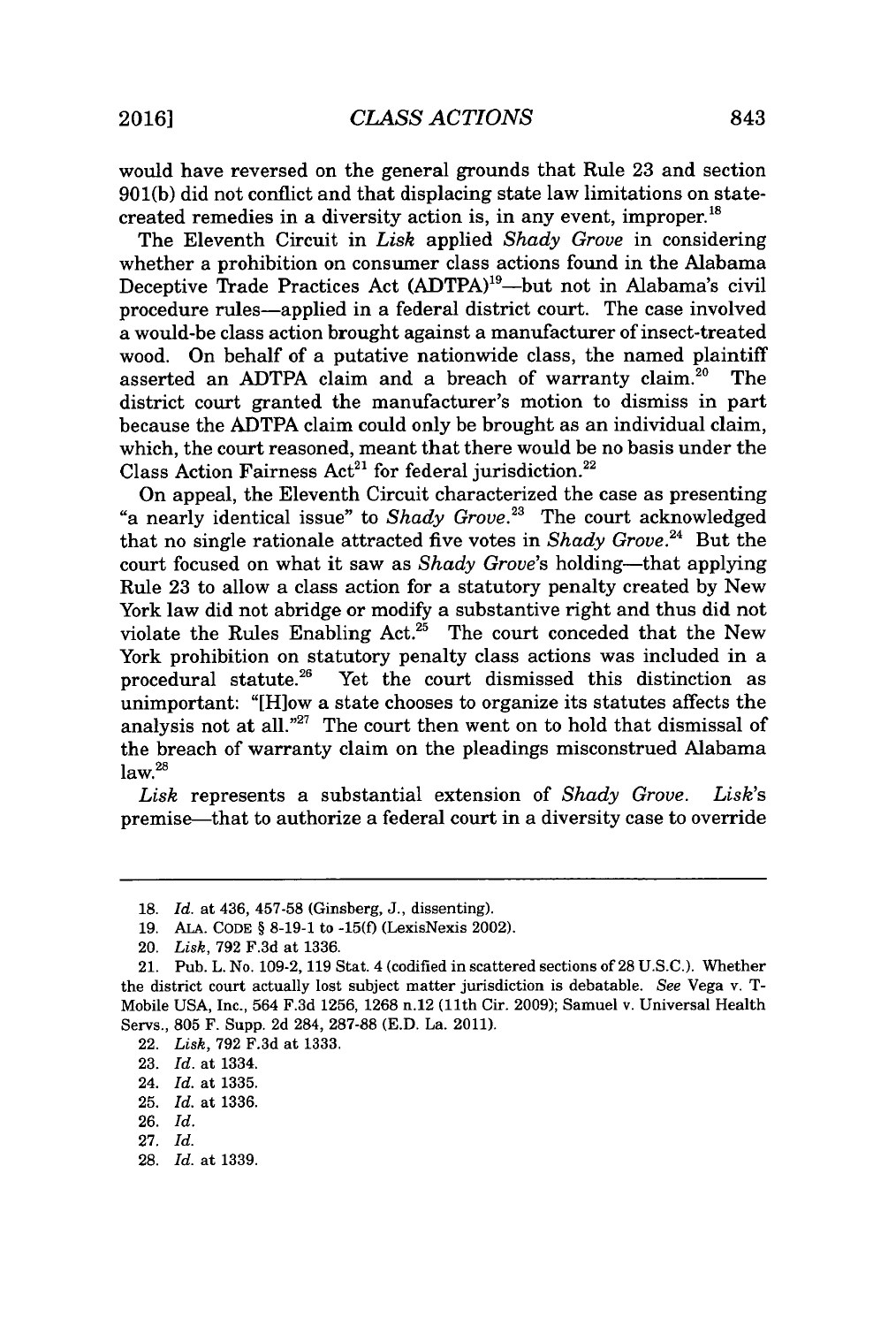would have reversed on the general grounds that Rule 23 and section 901(b) did not conflict and that displacing state law limitations on state-created remedies in a diversity action is, in any event, improper.[18]

The Eleventh Circuit in *Lisk* applied *Shady Grove* in considering whether a prohibition on consumer class actions found in the Alabama Deceptive Trade Practices Act (ADTPA)[19]—but not in Alabama's civil procedure rules—applied in a federal district court. The case involved a would-be class action brought against a manufacturer of insect-treated wood. On behalf of a putative nationwide class, the named plaintiff asserted an ADTPA claim and a breach of warranty claim.[20] The district court granted the manufacturer's motion to dismiss in part because the ADTPA claim could only be brought as an individual claim, which, the court reasoned, meant that there would be no basis under the Class Action Fairness Act[21] for federal jurisdiction.[22]

On appeal, the Eleventh Circuit characterized the case as presenting "a nearly identical issue" to *Shady Grove*.[23] The court acknowledged that no single rationale attracted five votes in *Shady Grove*.[24] But the court focused on what it saw as *Shady Grove*'s holding—that applying Rule 23 to allow a class action for a statutory penalty created by New York law did not abridge or modify a substantive right and thus did not violate the Rules Enabling Act.[25] The court conceded that the New York prohibition on statutory penalty class actions was included in a procedural statute.[26] Yet the court dismissed this distinction as unimportant: "[H]ow a state chooses to organize its statutes affects the analysis not at all."[27] The court then went on to hold that dismissal of the breach of warranty claim on the pleadings misconstrued Alabama law.[28]

*Lisk* represents a substantial extension of *Shady Grove*. *Lisk*'s premise—that to authorize a federal court in a diversity case to override

---

18. *Id.* at 436, 457-58 (Ginsberg, J., dissenting).

19. ALA. CODE § 8-19-1 to -15(f) (LexisNexis 2002).

20. *Lisk*, 792 F.3d at 1336.

21. Pub. L. No. 109-2, 119 Stat. 4 (codified in scattered sections of 28 U.S.C.). Whether the district court actually lost subject matter jurisdiction is debatable. *See* Vega v. T-Mobile USA, Inc., 564 F.3d 1256, 1268 n.12 (11th Cir. 2009); Samuel v. Universal Health Servs., 805 F. Supp. 2d 284, 287-88 (E.D. La. 2011).

22. *Lisk*, 792 F.3d at 1333.

23. *Id.* at 1334.

24. *Id.* at 1335.

25. *Id.* at 1336.

26. *Id.*

27. *Id.*

28. *Id.* at 1339.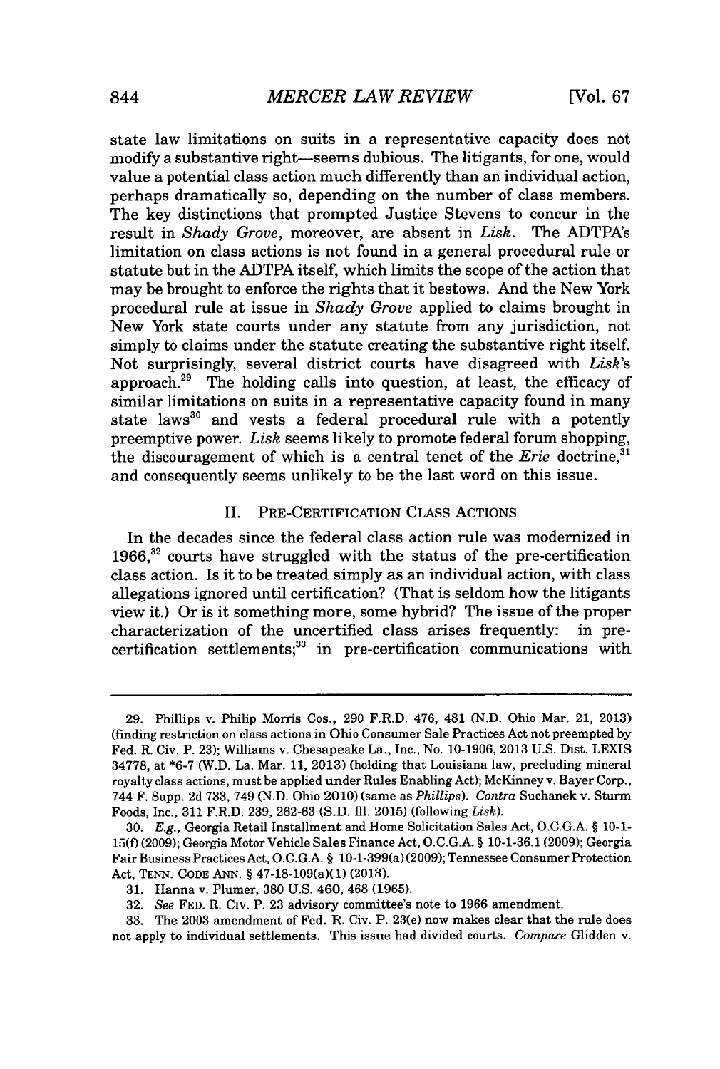state law limitations on suits in a representative capacity does not modify a substantive right—seems dubious. The litigants, for one, would value a potential class action much differently than an individual action, perhaps dramatically so, depending on the number of class members. The key distinctions that prompted Justice Stevens to concur in the result in *Shady Grove*, moreover, are absent in *Lisk*. The ADTPA's limitation on class actions is not found in a general procedural rule or statute but in the ADTPA itself, which limits the scope of the action that may be brought to enforce the rights that it bestows. And the New York procedural rule at issue in *Shady Grove* applied to claims brought in New York state courts under any statute from any jurisdiction, not simply to claims under the statute creating the substantive right itself. Not surprisingly, several district courts have disagreed with *Lisk*'s approach.[29] The holding calls into question, at least, the efficacy of similar limitations on suits in a representative capacity found in many state laws[30] and vests a federal procedural rule with a potently preemptive power. *Lisk* seems likely to promote federal forum shopping, the discouragement of which is a central tenet of the *Erie* doctrine,[31] and consequently seems unlikely to be the last word on this issue.

## II. Pre-Certification Class Actions

In the decades since the federal class action rule was modernized in 1966,[32] courts have struggled with the status of the pre-certification class action. Is it to be treated simply as an individual action, with class allegations ignored until certification? (That is seldom how the litigants view it.) Or is it something more, some hybrid? The issue of the proper characterization of the uncertified class arises frequently: in pre-certification settlements;[33] in pre-certification communications with

---

29. Phillips v. Philip Morris Cos., 290 F.R.D. 476, 481 (N.D. Ohio Mar. 21, 2013) (finding restriction on class actions in Ohio Consumer Sale Practices Act not preempted by Fed. R. Civ. P. 23); Williams v. Chesapeake La., Inc., No. 10-1906, 2013 U.S. Dist. LEXIS 34778, at *6-7 (W.D. La. Mar. 11, 2013) (holding that Louisiana law, precluding mineral royalty class actions, must be applied under Rules Enabling Act); McKinney v. Bayer Corp., 744 F. Supp. 2d 733, 749 (N.D. Ohio 2010) (same as *Phillips*). *Contra* Suchanek v. Sturm Foods, Inc., 311 F.R.D. 239, 262-63 (S.D. Ill. 2015) (following *Lisk*).

30. *E.g.*, Georgia Retail Installment and Home Solicitation Sales Act, O.C.G.A. § 10-1-15(f) (2009); Georgia Motor Vehicle Sales Finance Act, O.C.G.A. § 10-1-36.1 (2009); Georgia Fair Business Practices Act, O.C.G.A. § 10-1-399(a) (2009); Tennessee Consumer Protection Act, TENN. CODE ANN. § 47-18-109(a)(1) (2013).

31. Hanna v. Plumer, 380 U.S. 460, 468 (1965).

32. *See* FED. R. CIV. P. 23 advisory committee's note to 1966 amendment.

33. The 2003 amendment of Fed. R. Civ. P. 23(e) now makes clear that the rule does not apply to individual settlements. This issue had divided courts. *Compare* Glidden v.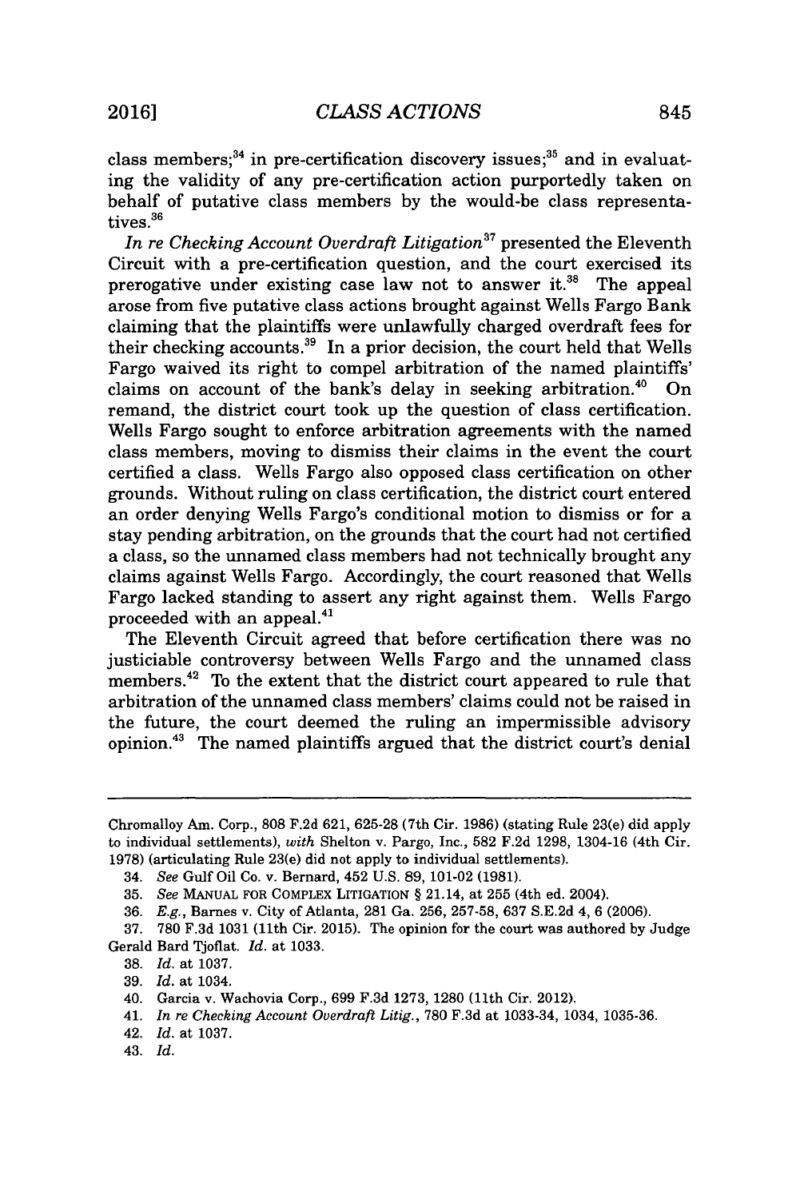class members;[34] in pre-certification discovery issues;[35] and in evaluating the validity of any pre-certification action purportedly taken on behalf of putative class members by the would-be class representatives.[36]

*In re Checking Account Overdraft Litigation*[37] presented the Eleventh Circuit with a pre-certification question, and the court exercised its prerogative under existing case law not to answer it.[38] The appeal arose from five putative class actions brought against Wells Fargo Bank claiming that the plaintiffs were unlawfully charged overdraft fees for their checking accounts.[39] In a prior decision, the court held that Wells Fargo waived its right to compel arbitration of the named plaintiffs' claims on account of the bank's delay in seeking arbitration.[40] On remand, the district court took up the question of class certification. Wells Fargo sought to enforce arbitration agreements with the named class members, moving to dismiss their claims in the event the court certified a class. Wells Fargo also opposed class certification on other grounds. Without ruling on class certification, the district court entered an order denying Wells Fargo's conditional motion to dismiss or for a stay pending arbitration, on the grounds that the court had not certified a class, so the unnamed class members had not technically brought any claims against Wells Fargo. Accordingly, the court reasoned that Wells Fargo lacked standing to assert any right against them. Wells Fargo proceeded with an appeal.[41]

The Eleventh Circuit agreed that before certification there was no justiciable controversy between Wells Fargo and the unnamed class members.[42] To the extent that the district court appeared to rule that arbitration of the unnamed class members' claims could not be raised in the future, the court deemed the ruling an impermissible advisory opinion.[43] The named plaintiffs argued that the district court's denial

---

Chromalloy Am. Corp., 808 F.2d 621, 625-28 (7th Cir. 1986) (stating Rule 23(e) did apply to individual settlements), *with* Shelton v. Pargo, Inc., 582 F.2d 1298, 1304-16 (4th Cir. 1978) (articulating Rule 23(e) did not apply to individual settlements).

34. *See* Gulf Oil Co. v. Bernard, 452 U.S. 89, 101-02 (1981).

35. *See* MANUAL FOR COMPLEX LITIGATION § 21.14, at 255 (4th ed. 2004).

36. *E.g.*, Barnes v. City of Atlanta, 281 Ga. 256, 257-58, 637 S.E.2d 4, 6 (2006).

37. 780 F.3d 1031 (11th Cir. 2015). The opinion for the court was authored by Judge Gerald Bard Tjoflat. *Id.* at 1033.

38. *Id.* at 1037.

39. *Id.* at 1034.

40. Garcia v. Wachovia Corp., 699 F.3d 1273, 1280 (11th Cir. 2012).

41. *In re Checking Account Overdraft Litig.*, 780 F.3d at 1033-34, 1034, 1035-36.

42. *Id.* at 1037.

43. *Id.*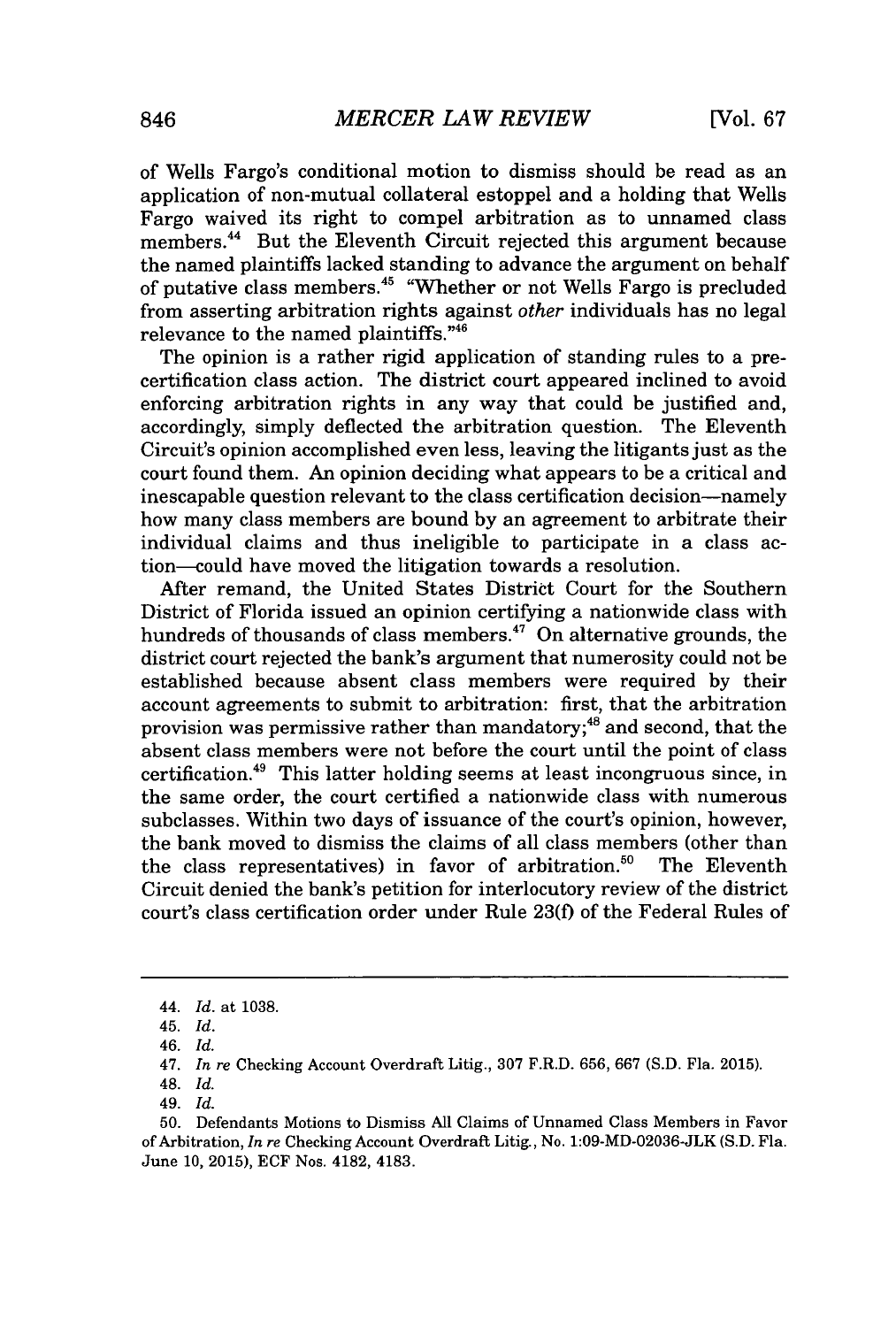of Wells Fargo's conditional motion to dismiss should be read as an application of non-mutual collateral estoppel and a holding that Wells Fargo waived its right to compel arbitration as to unnamed class members.[44] But the Eleventh Circuit rejected this argument because the named plaintiffs lacked standing to advance the argument on behalf of putative class members.[45] "Whether or not Wells Fargo is precluded from asserting arbitration rights against *other* individuals has no legal relevance to the named plaintiffs."[46]

The opinion is a rather rigid application of standing rules to a pre-certification class action. The district court appeared inclined to avoid enforcing arbitration rights in any way that could be justified and, accordingly, simply deflected the arbitration question. The Eleventh Circuit's opinion accomplished even less, leaving the litigants just as the court found them. An opinion deciding what appears to be a critical and inescapable question relevant to the class certification decision—namely how many class members are bound by an agreement to arbitrate their individual claims and thus ineligible to participate in a class action—could have moved the litigation towards a resolution.

After remand, the United States District Court for the Southern District of Florida issued an opinion certifying a nationwide class with hundreds of thousands of class members.[47] On alternative grounds, the district court rejected the bank's argument that numerosity could not be established because absent class members were required by their account agreements to submit to arbitration: first, that the arbitration provision was permissive rather than mandatory;[48] and second, that the absent class members were not before the court until the point of class certification.[49] This latter holding seems at least incongruous since, in the same order, the court certified a nationwide class with numerous subclasses. Within two days of issuance of the court's opinion, however, the bank moved to dismiss the claims of all class members (other than the class representatives) in favor of arbitration.[50] The Eleventh Circuit denied the bank's petition for interlocutory review of the district court's class certification order under Rule 23(f) of the Federal Rules of

---

44. *Id.* at 1038.

45. *Id.*

46. *Id.*

47. *In re* Checking Account Overdraft Litig., 307 F.R.D. 656, 667 (S.D. Fla. 2015).

48. *Id.*

49. *Id.*

50. Defendants Motions to Dismiss All Claims of Unnamed Class Members in Favor of Arbitration, *In re* Checking Account Overdraft Litig., No. 1:09-MD-02036-JLK (S.D. Fla. June 10, 2015), ECF Nos. 4182, 4183.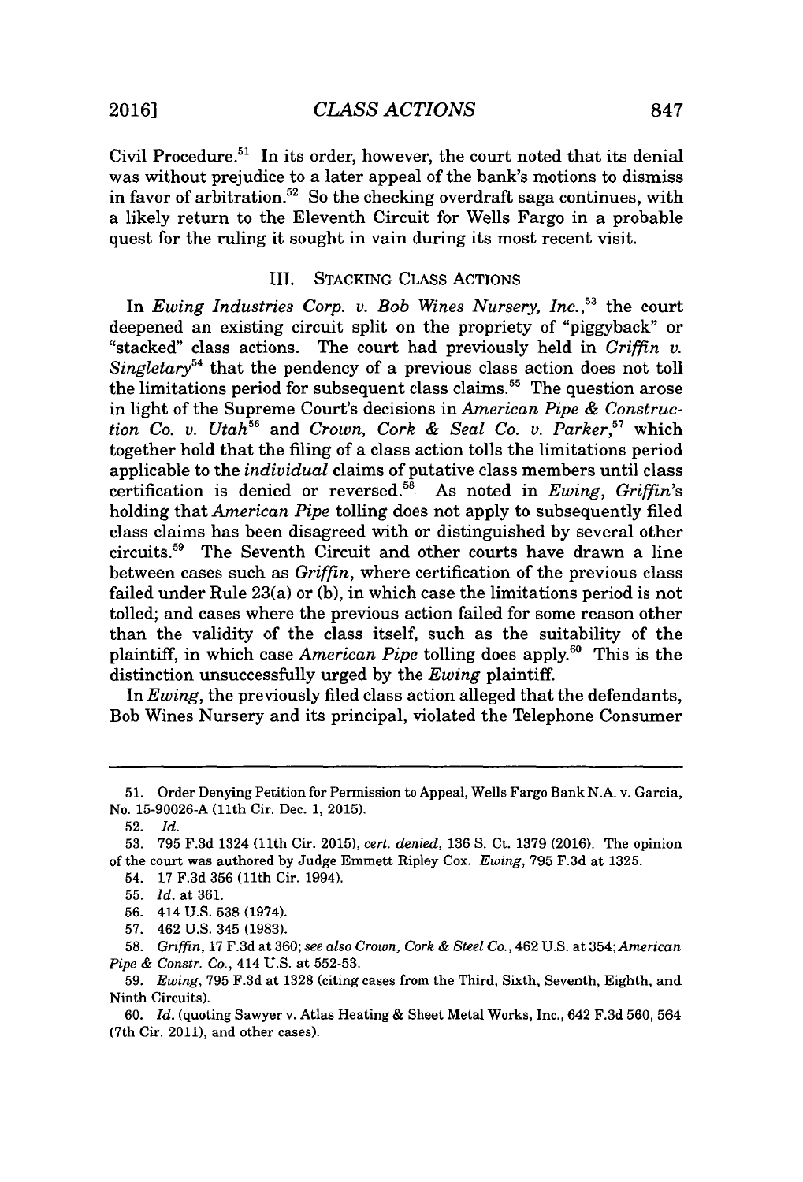Civil Procedure.[51] In its order, however, the court noted that its denial was without prejudice to a later appeal of the bank's motions to dismiss in favor of arbitration.[52] So the checking overdraft saga continues, with a likely return to the Eleventh Circuit for Wells Fargo in a probable quest for the ruling it sought in vain during its most recent visit.

## III. STACKING CLASS ACTIONS

In *Ewing Industries Corp. v. Bob Wines Nursery, Inc.*,[53] the court deepened an existing circuit split on the propriety of "piggyback" or "stacked" class actions. The court had previously held in *Griffin v. Singletary*[54] that the pendency of a previous class action does not toll the limitations period for subsequent class claims.[55] The question arose in light of the Supreme Court's decisions in *American Pipe & Construction Co. v. Utah*[56] and *Crown, Cork & Seal Co. v. Parker*,[57] which together hold that the filing of a class action tolls the limitations period applicable to the *individual* claims of putative class members until class certification is denied or reversed.[58] As noted in *Ewing*, *Griffin*'s holding that *American Pipe* tolling does not apply to subsequently filed class claims has been disagreed with or distinguished by several other circuits.[59] The Seventh Circuit and other courts have drawn a line between cases such as *Griffin*, where certification of the previous class failed under Rule 23(a) or (b), in which case the limitations period is not tolled; and cases where the previous action failed for some reason other than the validity of the class itself, such as the suitability of the plaintiff, in which case *American Pipe* tolling does apply.[60] This is the distinction unsuccessfully urged by the *Ewing* plaintiff.

In *Ewing*, the previously filed class action alleged that the defendants, Bob Wines Nursery and its principal, violated the Telephone Consumer

---

51. Order Denying Petition for Permission to Appeal, Wells Fargo Bank N.A. v. Garcia, No. 15-90026-A (11th Cir. Dec. 1, 2015).

52. *Id.*

53. 795 F.3d 1324 (11th Cir. 2015), *cert. denied*, 136 S. Ct. 1379 (2016). The opinion of the court was authored by Judge Emmett Ripley Cox. *Ewing*, 795 F.3d at 1325.

54. 17 F.3d 356 (11th Cir. 1994).

55. *Id.* at 361.

56. 414 U.S. 538 (1974).

57. 462 U.S. 345 (1983).

58. *Griffin*, 17 F.3d at 360; *see also Crown, Cork & Steel Co.*, 462 U.S. at 354; *American Pipe & Constr. Co.*, 414 U.S. at 552-53.

59. *Ewing*, 795 F.3d at 1328 (citing cases from the Third, Sixth, Seventh, Eighth, and Ninth Circuits).

60. *Id.* (quoting Sawyer v. Atlas Heating & Sheet Metal Works, Inc., 642 F.3d 560, 564 (7th Cir. 2011), and other cases).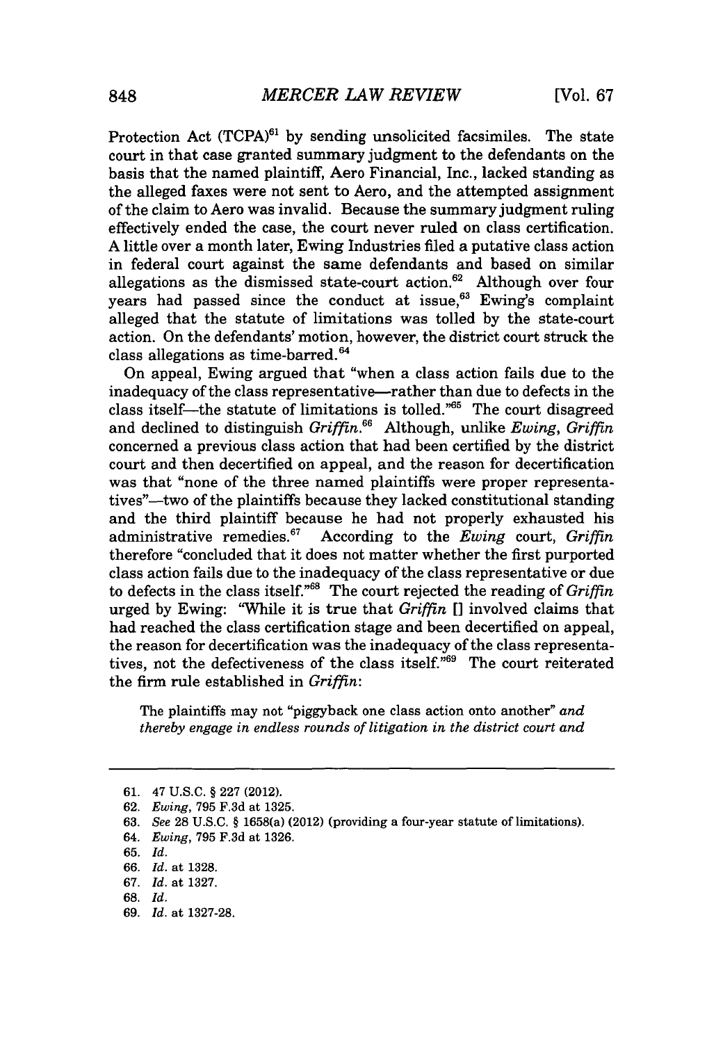Protection Act (TCPA)[61] by sending unsolicited facsimiles. The state court in that case granted summary judgment to the defendants on the basis that the named plaintiff, Aero Financial, Inc., lacked standing as the alleged faxes were not sent to Aero, and the attempted assignment of the claim to Aero was invalid. Because the summary judgment ruling effectively ended the case, the court never ruled on class certification. A little over a month later, Ewing Industries filed a putative class action in federal court against the same defendants and based on similar allegations as the dismissed state-court action.[62] Although over four years had passed since the conduct at issue,[63] Ewing's complaint alleged that the statute of limitations was tolled by the state-court action. On the defendants' motion, however, the district court struck the class allegations as time-barred.[64]

On appeal, Ewing argued that "when a class action fails due to the inadequacy of the class representative—rather than due to defects in the class itself—the statute of limitations is tolled."[65] The court disagreed and declined to distinguish *Griffin*.[66] Although, unlike *Ewing*, *Griffin* concerned a previous class action that had been certified by the district court and then decertified on appeal, and the reason for decertification was that "none of the three named plaintiffs were proper representatives"—two of the plaintiffs because they lacked constitutional standing and the third plaintiff because he had not properly exhausted his administrative remedies.[67] According to the *Ewing* court, *Griffin* therefore "concluded that it does not matter whether the first purported class action fails due to the inadequacy of the class representative or due to defects in the class itself."[68] The court rejected the reading of *Griffin* urged by Ewing: "While it is true that *Griffin* [] involved claims that had reached the class certification stage and been decertified on appeal, the reason for decertification was the inadequacy of the class representatives, not the defectiveness of the class itself."[69] The court reiterated the firm rule established in *Griffin*:

> The plaintiffs may not "piggyback one class action onto another" *and thereby engage in endless rounds of litigation in the district court and*

---

61. 47 U.S.C. § 227 (2012).
62. *Ewing*, 795 F.3d at 1325.
63. *See* 28 U.S.C. § 1658(a) (2012) (providing a four-year statute of limitations).
64. *Ewing*, 795 F.3d at 1326.
65. *Id.*
66. *Id.* at 1328.
67. *Id.* at 1327.
68. *Id.*
69. *Id.* at 1327-28.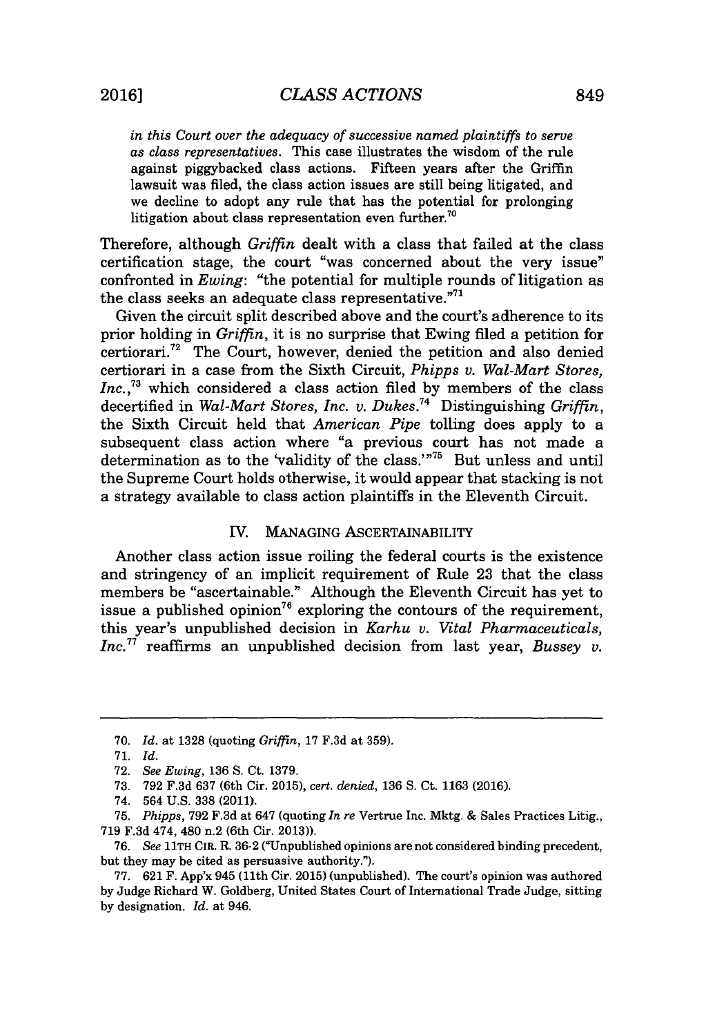*in this Court over the adequacy of successive named plaintiffs to serve as class representatives.* This case illustrates the wisdom of the rule against piggybacked class actions. Fifteen years after the Griffin lawsuit was filed, the class action issues are still being litigated, and we decline to adopt any rule that has the potential for prolonging litigation about class representation even further.[70]

Therefore, although *Griffin* dealt with a class that failed at the class certification stage, the court "was concerned about the very issue" confronted in *Ewing*: "the potential for multiple rounds of litigation as the class seeks an adequate class representative."[71]

Given the circuit split described above and the court's adherence to its prior holding in *Griffin*, it is no surprise that Ewing filed a petition for certiorari.[72] The Court, however, denied the petition and also denied certiorari in a case from the Sixth Circuit, *Phipps v. Wal-Mart Stores, Inc.*,[73] which considered a class action filed by members of the class decertified in *Wal-Mart Stores, Inc. v. Dukes*.[74] Distinguishing *Griffin*, the Sixth Circuit held that *American Pipe* tolling does apply to a subsequent class action where "a previous court has not made a determination as to the 'validity of the class.'"[75] But unless and until the Supreme Court holds otherwise, it would appear that stacking is not a strategy available to class action plaintiffs in the Eleventh Circuit.

## IV. MANAGING ASCERTAINABILITY

Another class action issue roiling the federal courts is the existence and stringency of an implicit requirement of Rule 23 that the class members be "ascertainable." Although the Eleventh Circuit has yet to issue a published opinion[76] exploring the contours of the requirement, this year's unpublished decision in *Karhu v. Vital Pharmaceuticals, Inc.*[77] reaffirms an unpublished decision from last year, *Bussey v.*

---

70. *Id.* at 1328 (quoting *Griffin*, 17 F.3d at 359).

71. *Id.*

72. *See Ewing*, 136 S. Ct. 1379.

73. 792 F.3d 637 (6th Cir. 2015), *cert. denied*, 136 S. Ct. 1163 (2016).

74. 564 U.S. 338 (2011).

75. *Phipps*, 792 F.3d at 647 (quoting *In re* Vertrue Inc. Mktg. & Sales Practices Litig., 719 F.3d 474, 480 n.2 (6th Cir. 2013)).

76. *See* 11TH CIR. R. 36-2 ("Unpublished opinions are not considered binding precedent, but they may be cited as persuasive authority.").

77. 621 F. App'x 945 (11th Cir. 2015) (unpublished). The court's opinion was authored by Judge Richard W. Goldberg, United States Court of International Trade Judge, sitting by designation. *Id.* at 946.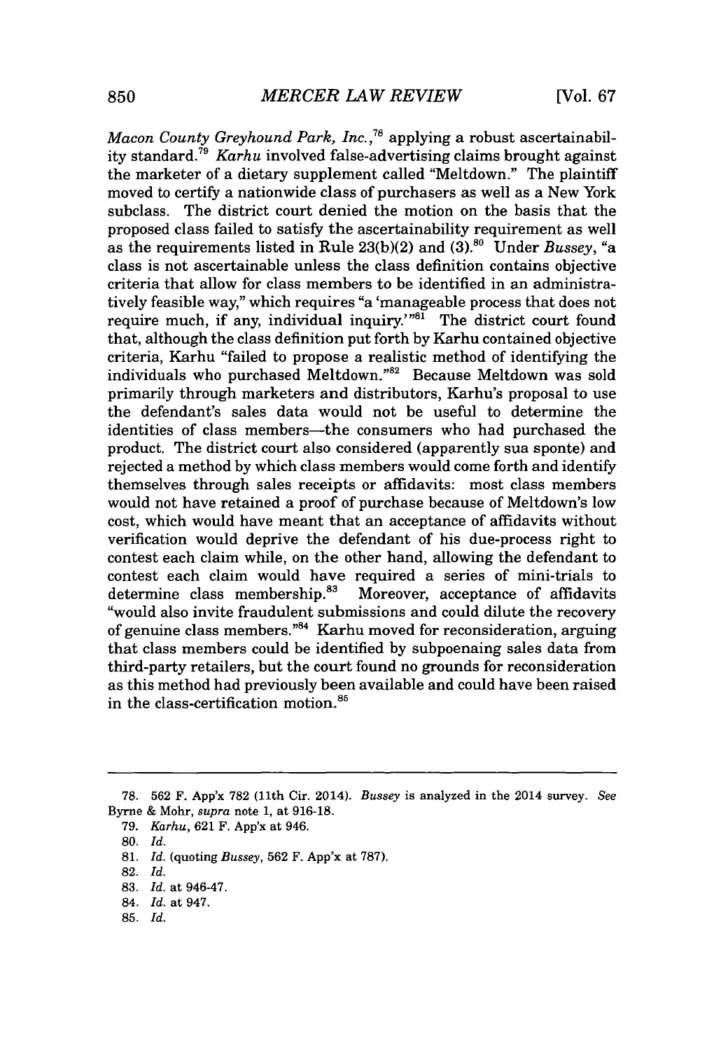*Macon County Greyhound Park, Inc.*,[78] applying a robust ascertainability standard.[79] *Karhu* involved false-advertising claims brought against the marketer of a dietary supplement called "Meltdown." The plaintiff moved to certify a nationwide class of purchasers as well as a New York subclass. The district court denied the motion on the basis that the proposed class failed to satisfy the ascertainability requirement as well as the requirements listed in Rule 23(b)(2) and (3).[80] Under *Bussey*, "a class is not ascertainable unless the class definition contains objective criteria that allow for class members to be identified in an administratively feasible way," which requires "a 'manageable process that does not require much, if any, individual inquiry.'"[81] The district court found that, although the class definition put forth by Karhu contained objective criteria, Karhu "failed to propose a realistic method of identifying the individuals who purchased Meltdown."[82] Because Meltdown was sold primarily through marketers and distributors, Karhu's proposal to use the defendant's sales data would not be useful to determine the identities of class members—the consumers who had purchased the product. The district court also considered (apparently sua sponte) and rejected a method by which class members would come forth and identify themselves through sales receipts or affidavits: most class members would not have retained a proof of purchase because of Meltdown's low cost, which would have meant that an acceptance of affidavits without verification would deprive the defendant of his due-process right to contest each claim while, on the other hand, allowing the defendant to contest each claim would have required a series of mini-trials to determine class membership.[83] Moreover, acceptance of affidavits "would also invite fraudulent submissions and could dilute the recovery of genuine class members."[84] Karhu moved for reconsideration, arguing that class members could be identified by subpoenaing sales data from third-party retailers, but the court found no grounds for reconsideration as this method had previously been available and could have been raised in the class-certification motion.[85]

---

78. 562 F. App'x 782 (11th Cir. 2014). *Bussey* is analyzed in the 2014 survey. *See* Byrne & Mohr, *supra* note 1, at 916-18.

79. *Karhu*, 621 F. App'x at 946.

80. *Id.*

81. *Id.* (quoting *Bussey*, 562 F. App'x at 787).

82. *Id.*

83. *Id.* at 946-47.

84. *Id.* at 947.

85. *Id.*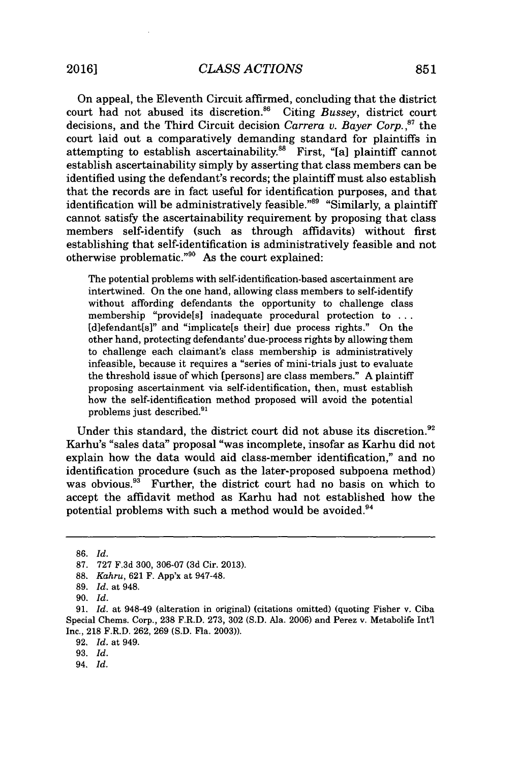On appeal, the Eleventh Circuit affirmed, concluding that the district court had not abused its discretion.[86] Citing *Bussey*, district court decisions, and the Third Circuit decision *Carrera v. Bayer Corp.*,[87] the court laid out a comparatively demanding standard for plaintiffs in attempting to establish ascertainability.[88] First, "[a] plaintiff cannot establish ascertainability simply by asserting that class members can be identified using the defendant's records; the plaintiff must also establish that the records are in fact useful for identification purposes, and that identification will be administratively feasible."[89] "Similarly, a plaintiff cannot satisfy the ascertainability requirement by proposing that class members self-identify (such as through affidavits) without first establishing that self-identification is administratively feasible and not otherwise problematic."[90] As the court explained:

> The potential problems with self-identification-based ascertainment are intertwined. On the one hand, allowing class members to self-identify without affording defendants the opportunity to challenge class membership "provide[s] inadequate procedural protection to . . . [d]efendant[s]" and "implicate[s their] due process rights." On the other hand, protecting defendants' due-process rights by allowing them to challenge each claimant's class membership is administratively infeasible, because it requires a "series of mini-trials just to evaluate the threshold issue of which [persons] are class members." A plaintiff proposing ascertainment via self-identification, then, must establish how the self-identification method proposed will avoid the potential problems just described.[91]

Under this standard, the district court did not abuse its discretion.[92] Karhu's "sales data" proposal "was incomplete, insofar as Karhu did not explain how the data would aid class-member identification," and no identification procedure (such as the later-proposed subpoena method) was obvious.[93] Further, the district court had no basis on which to accept the affidavit method as Karhu had not established how the potential problems with such a method would be avoided.[94]

---

86. *Id.*

87. 727 F.3d 300, 306-07 (3d Cir. 2013).

88. *Kahru*, 621 F. App'x at 947-48.

89. *Id.* at 948.

90. *Id.*

91. *Id.* at 948-49 (alteration in original) (citations omitted) (quoting Fisher v. Ciba Special Chems. Corp., 238 F.R.D. 273, 302 (S.D. Ala. 2006) and Perez v. Metabolife Int'l Inc., 218 F.R.D. 262, 269 (S.D. Fla. 2003)).

92. *Id.* at 949.

93. *Id.*

94. *Id.*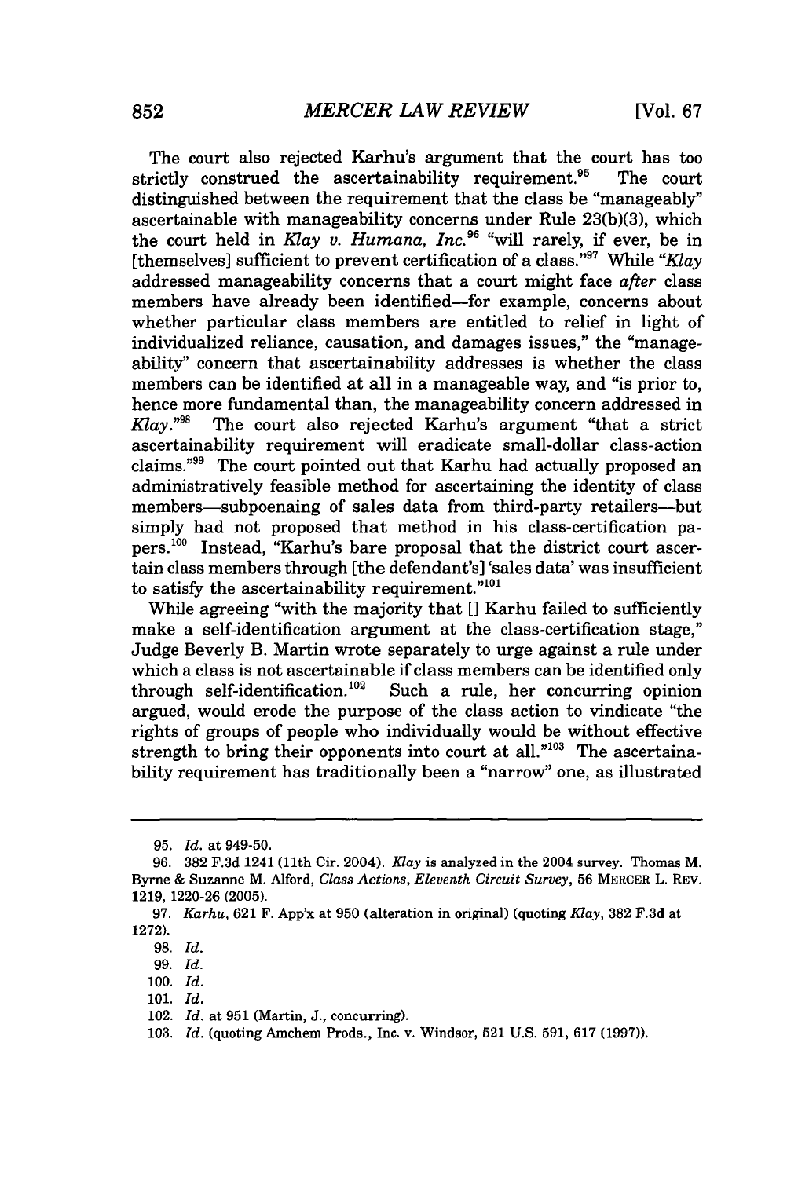The court also rejected Karhu's argument that the court has too strictly construed the ascertainability requirement.[95] The court distinguished between the requirement that the class be "manageably" ascertainable with manageability concerns under Rule 23(b)(3), which the court held in *Klay v. Humana, Inc.*[96] "will rarely, if ever, be in [themselves] sufficient to prevent certification of a class."[97] While "*Klay* addressed manageability concerns that a court might face *after* class members have already been identified—for example, concerns about whether particular class members are entitled to relief in light of individualized reliance, causation, and damages issues," the "manageability" concern that ascertainability addresses is whether the class members can be identified at all in a manageable way, and "is prior to, hence more fundamental than, the manageability concern addressed in *Klay*."[98] The court also rejected Karhu's argument "that a strict ascertainability requirement will eradicate small-dollar class-action claims."[99] The court pointed out that Karhu had actually proposed an administratively feasible method for ascertaining the identity of class members—subpoenaing of sales data from third-party retailers—but simply had not proposed that method in his class-certification papers.[100] Instead, "Karhu's bare proposal that the district court ascertain class members through [the defendant's] 'sales data' was insufficient to satisfy the ascertainability requirement."[101]

While agreeing "with the majority that [] Karhu failed to sufficiently make a self-identification argument at the class-certification stage," Judge Beverly B. Martin wrote separately to urge against a rule under which a class is not ascertainable if class members can be identified only through self-identification.[102] Such a rule, her concurring opinion argued, would erode the purpose of the class action to vindicate "the rights of groups of people who individually would be without effective strength to bring their opponents into court at all."[103] The ascertainability requirement has traditionally been a "narrow" one, as illustrated

---

95. *Id.* at 949-50.

96. 382 F.3d 1241 (11th Cir. 2004). *Klay* is analyzed in the 2004 survey. Thomas M. Byrne & Suzanne M. Alford, *Class Actions, Eleventh Circuit Survey*, 56 MERCER L. REV. 1219, 1220-26 (2005).

97. *Karhu*, 621 F. App'x at 950 (alteration in original) (quoting *Klay*, 382 F.3d at 1272).

98. *Id.*

99. *Id.*

100. *Id.*

101. *Id.*

102. *Id.* at 951 (Martin, J., concurring).

103. *Id.* (quoting Amchem Prods., Inc. v. Windsor, 521 U.S. 591, 617 (1997)).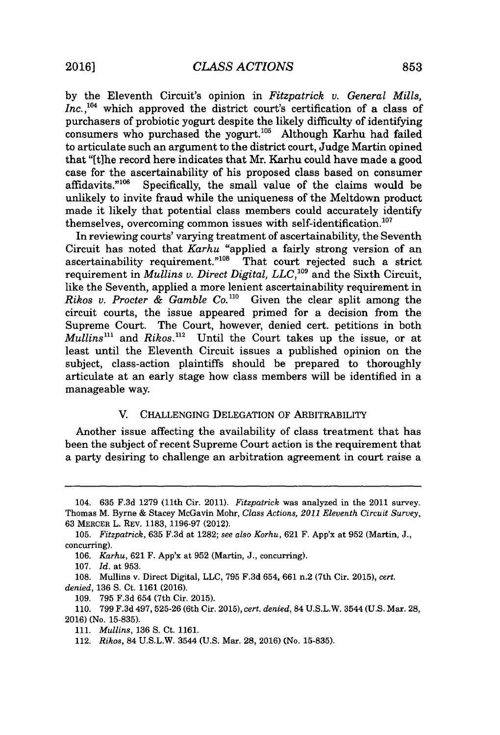by the Eleventh Circuit's opinion in *Fitzpatrick v. General Mills, Inc.*,[104] which approved the district court's certification of a class of purchasers of probiotic yogurt despite the likely difficulty of identifying consumers who purchased the yogurt.[105] Although Karhu had failed to articulate such an argument to the district court, Judge Martin opined that "[t]he record here indicates that Mr. Karhu could have made a good case for the ascertainability of his proposed class based on consumer affidavits."[106] Specifically, the small value of the claims would be unlikely to invite fraud while the uniqueness of the Meltdown product made it likely that potential class members could accurately identify themselves, overcoming common issues with self-identification.[107]

In reviewing courts' varying treatment of ascertainability, the Seventh Circuit has noted that *Karhu* "applied a fairly strong version of an ascertainability requirement."[108] That court rejected such a strict requirement in *Mullins v. Direct Digital, LLC*,[109] and the Sixth Circuit, like the Seventh, applied a more lenient ascertainability requirement in *Rikos v. Procter & Gamble Co.*[110] Given the clear split among the circuit courts, the issue appeared primed for a decision from the Supreme Court. The Court, however, denied cert. petitions in both *Mullins*[111] and *Rikos*.[112] Until the Court takes up the issue, or at least until the Eleventh Circuit issues a published opinion on the subject, class-action plaintiffs should be prepared to thoroughly articulate at an early stage how class members will be identified in a manageable way.

## V. CHALLENGING DELEGATION OF ARBITRABILITY

Another issue affecting the availability of class treatment that has been the subject of recent Supreme Court action is the requirement that a party desiring to challenge an arbitration agreement in court raise a

---

104. 635 F.3d 1279 (11th Cir. 2011). *Fitzpatrick* was analyzed in the 2011 survey. Thomas M. Byrne & Stacey McGavin Mohr, *Class Actions, 2011 Eleventh Circuit Survey*, 63 MERCER L. REV. 1183, 1196-97 (2012).

105. *Fitzpatrick*, 635 F.3d at 1282; *see also Korhu*, 621 F. App'x at 952 (Martin, J., concurring).

106. *Karhu*, 621 F. App'x at 952 (Martin, J., concurring).

107. *Id.* at 953.

108. Mullins v. Direct Digital, LLC, 795 F.3d 654, 661 n.2 (7th Cir. 2015), *cert. denied*, 136 S. Ct. 1161 (2016).

109. 795 F.3d 654 (7th Cir. 2015).

110. 799 F.3d 497, 525-26 (6th Cir. 2015), *cert. denied*, 84 U.S.L.W. 3544 (U.S. Mar. 28, 2016) (No. 15-835).

111. *Mullins*, 136 S. Ct. 1161.

112. *Rikos*, 84 U.S.L.W. 3544 (U.S. Mar. 28, 2016) (No. 15-835).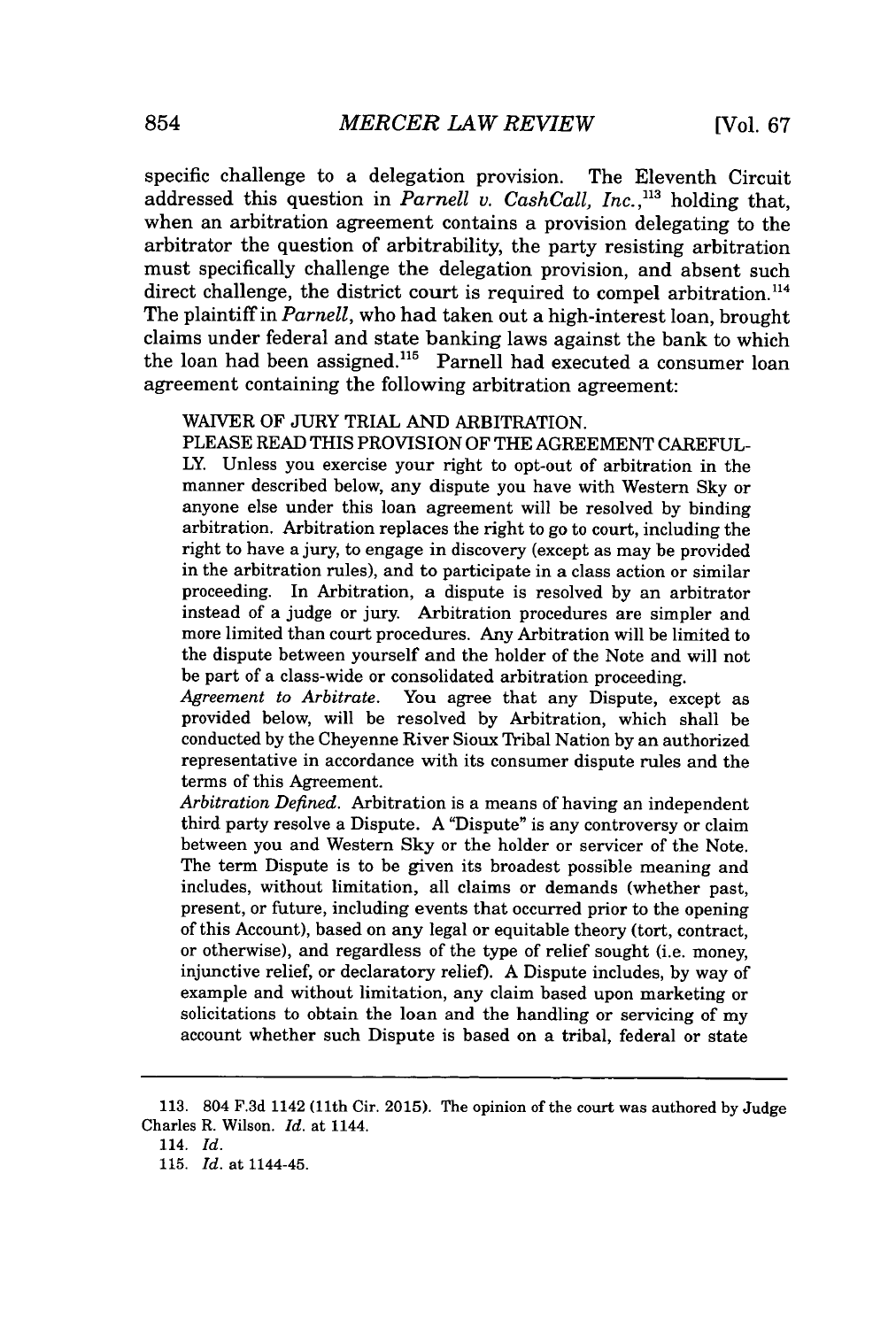specific challenge to a delegation provision. The Eleventh Circuit addressed this question in *Parnell v. CashCall, Inc.*,[113] holding that, when an arbitration agreement contains a provision delegating to the arbitrator the question of arbitrability, the party resisting arbitration must specifically challenge the delegation provision, and absent such direct challenge, the district court is required to compel arbitration.[114] The plaintiff in *Parnell*, who had taken out a high-interest loan, brought claims under federal and state banking laws against the bank to which the loan had been assigned.[115] Parnell had executed a consumer loan agreement containing the following arbitration agreement:

> WAIVER OF JURY TRIAL AND ARBITRATION.
> PLEASE READ THIS PROVISION OF THE AGREEMENT CAREFULLY. Unless you exercise your right to opt-out of arbitration in the manner described below, any dispute you have with Western Sky or anyone else under this loan agreement will be resolved by binding arbitration. Arbitration replaces the right to go to court, including the right to have a jury, to engage in discovery (except as may be provided in the arbitration rules), and to participate in a class action or similar proceeding. In Arbitration, a dispute is resolved by an arbitrator instead of a judge or jury. Arbitration procedures are simpler and more limited than court procedures. Any Arbitration will be limited to the dispute between yourself and the holder of the Note and will not be part of a class-wide or consolidated arbitration proceeding.
> *Agreement to Arbitrate.* You agree that any Dispute, except as provided below, will be resolved by Arbitration, which shall be conducted by the Cheyenne River Sioux Tribal Nation by an authorized representative in accordance with its consumer dispute rules and the terms of this Agreement.
> *Arbitration Defined.* Arbitration is a means of having an independent third party resolve a Dispute. A "Dispute" is any controversy or claim between you and Western Sky or the holder or servicer of the Note. The term Dispute is to be given its broadest possible meaning and includes, without limitation, all claims or demands (whether past, present, or future, including events that occurred prior to the opening of this Account), based on any legal or equitable theory (tort, contract, or otherwise), and regardless of the type of relief sought (i.e. money, injunctive relief, or declaratory relief). A Dispute includes, by way of example and without limitation, any claim based upon marketing or solicitations to obtain the loan and the handling or servicing of my account whether such Dispute is based on a tribal, federal or state

---

113. 804 F.3d 1142 (11th Cir. 2015). The opinion of the court was authored by Judge Charles R. Wilson. *Id.* at 1144.

114. *Id.*

115. *Id.* at 1144-45.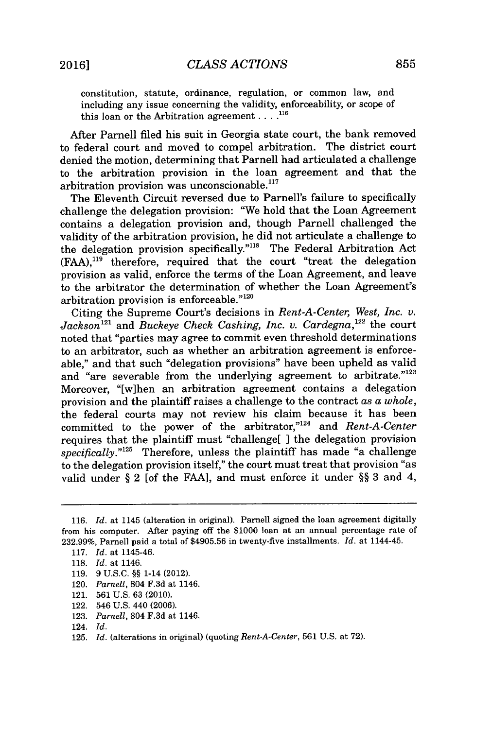constitution, statute, ordinance, regulation, or common law, and including any issue concerning the validity, enforceability, or scope of this loan or the Arbitration agreement . . . .[116]

After Parnell filed his suit in Georgia state court, the bank removed to federal court and moved to compel arbitration. The district court denied the motion, determining that Parnell had articulated a challenge to the arbitration provision in the loan agreement and that the arbitration provision was unconscionable.[117]

The Eleventh Circuit reversed due to Parnell's failure to specifically challenge the delegation provision: "We hold that the Loan Agreement contains a delegation provision and, though Parnell challenged the validity of the arbitration provision, he did not articulate a challenge to the delegation provision specifically."[118] The Federal Arbitration Act (FAA),[119] therefore, required that the court "treat the delegation provision as valid, enforce the terms of the Loan Agreement, and leave to the arbitrator the determination of whether the Loan Agreement's arbitration provision is enforceable."[120]

Citing the Supreme Court's decisions in *Rent-A-Center, West, Inc. v. Jackson*[121] and *Buckeye Check Cashing, Inc. v. Cardegna*,[122] the court noted that "parties may agree to commit even threshold determinations to an arbitrator, such as whether an arbitration agreement is enforceable," and that such "delegation provisions" have been upheld as valid and "are severable from the underlying agreement to arbitrate."[123] Moreover, "[w]hen an arbitration agreement contains a delegation provision and the plaintiff raises a challenge to the contract *as a whole*, the federal courts may not review his claim because it has been committed to the power of the arbitrator,"[124] and *Rent-A-Center* requires that the plaintiff must "challenge[ ] the delegation provision *specifically*."[125] Therefore, unless the plaintiff has made "a challenge to the delegation provision itself," the court must treat that provision "as valid under § 2 [of the FAA], and must enforce it under §§ 3 and 4,

---

116. *Id.* at 1145 (alteration in original). Parnell signed the loan agreement digitally from his computer. After paying off the $1000 loan at an annual percentage rate of 232.99%, Parnell paid a total of $4905.56 in twenty-five installments. *Id.* at 1144-45.

117. *Id.* at 1145-46.

118. *Id.* at 1146.

119. 9 U.S.C. §§ 1-14 (2012).

120. *Parnell*, 804 F.3d at 1146.

121. 561 U.S. 63 (2010).

122. 546 U.S. 440 (2006).

123. *Parnell*, 804 F.3d at 1146.

124. *Id.*

125. *Id.* (alterations in original) (quoting *Rent-A-Center*, 561 U.S. at 72).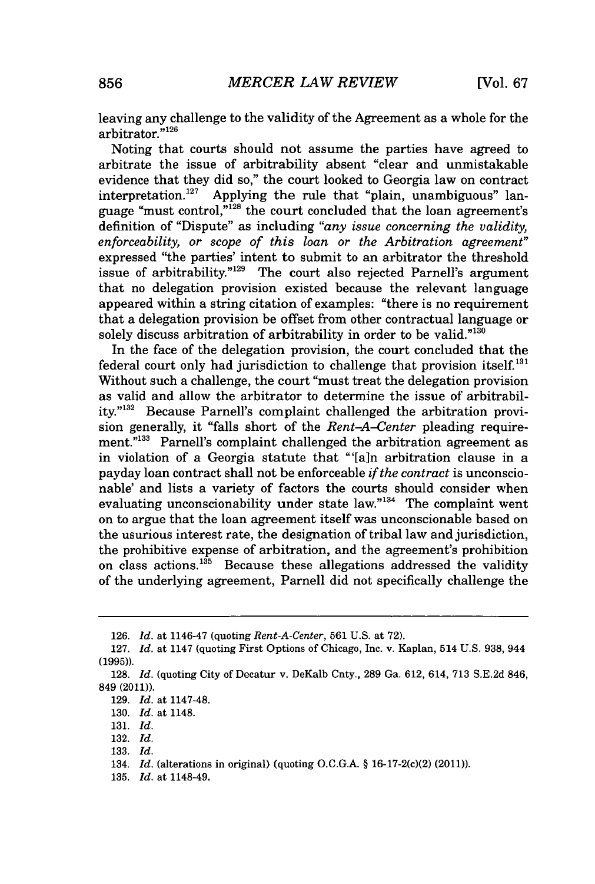leaving any challenge to the validity of the Agreement as a whole for the arbitrator."[126]

Noting that courts should not assume the parties have agreed to arbitrate the issue of arbitrability absent "clear and unmistakable evidence that they did so," the court looked to Georgia law on contract interpretation.[127] Applying the rule that "plain, unambiguous" language "must control,"[128] the court concluded that the loan agreement's definition of "Dispute" as including *"any issue concerning the validity, enforceability, or scope of this loan or the Arbitration agreement"* expressed "the parties' intent to submit to an arbitrator the threshold issue of arbitrability."[129] The court also rejected Parnell's argument that no delegation provision existed because the relevant language appeared within a string citation of examples: "there is no requirement that a delegation provision be offset from other contractual language or solely discuss arbitration of arbitrability in order to be valid."[130]

In the face of the delegation provision, the court concluded that the federal court only had jurisdiction to challenge that provision itself.[131] Without such a challenge, the court "must treat the delegation provision as valid and allow the arbitrator to determine the issue of arbitrability."[132] Because Parnell's complaint challenged the arbitration provision generally, it "falls short of the *Rent-A-Center* pleading requirement."[133] Parnell's complaint challenged the arbitration agreement as in violation of a Georgia statute that "'[a]n arbitration clause in a payday loan contract shall not be enforceable *if the contract* is unconscionable' and lists a variety of factors the courts should consider when evaluating unconscionability under state law."[134] The complaint went on to argue that the loan agreement itself was unconscionable based on the usurious interest rate, the designation of tribal law and jurisdiction, the prohibitive expense of arbitration, and the agreement's prohibition on class actions.[135] Because these allegations addressed the validity of the underlying agreement, Parnell did not specifically challenge the

---

126. *Id.* at 1146-47 (quoting *Rent-A-Center*, 561 U.S. at 72).

127. *Id.* at 1147 (quoting First Options of Chicago, Inc. v. Kaplan, 514 U.S. 938, 944 (1995)).

128. *Id.* (quoting City of Decatur v. DeKalb Cnty., 289 Ga. 612, 614, 713 S.E.2d 846, 849 (2011)).

129. *Id.* at 1147-48.

130. *Id.* at 1148.

131. *Id.*

132. *Id.*

133. *Id.*

134. *Id.* (alterations in original) (quoting O.C.G.A. § 16-17-2(c)(2) (2011)).

135. *Id.* at 1148-49.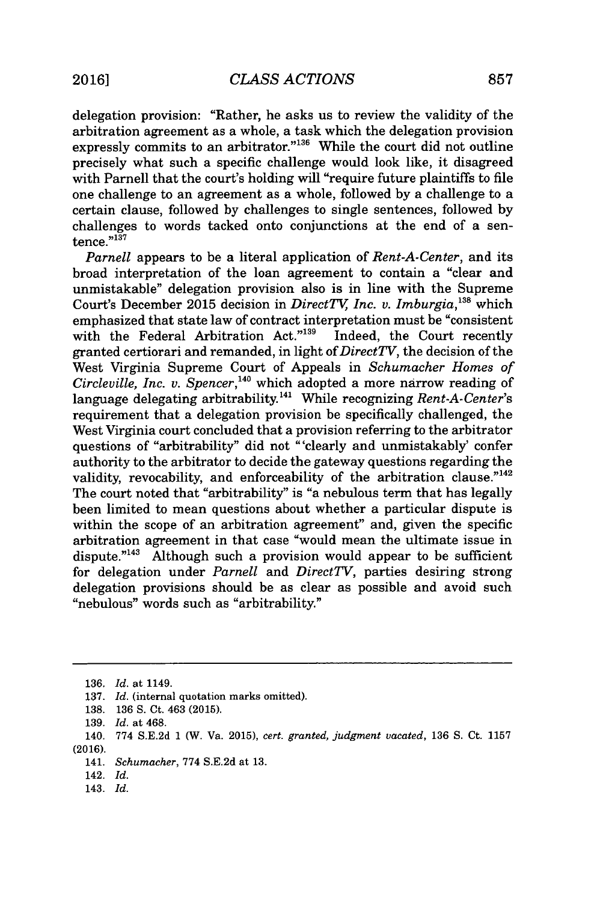delegation provision: "Rather, he asks us to review the validity of the arbitration agreement as a whole, a task which the delegation provision expressly commits to an arbitrator."[136] While the court did not outline precisely what such a specific challenge would look like, it disagreed with Parnell that the court's holding will "require future plaintiffs to file one challenge to an agreement as a whole, followed by a challenge to a certain clause, followed by challenges to single sentences, followed by challenges to words tacked onto conjunctions at the end of a sentence."[137]

*Parnell* appears to be a literal application of *Rent-A-Center*, and its broad interpretation of the loan agreement to contain a "clear and unmistakable" delegation provision also is in line with the Supreme Court's December 2015 decision in *DirectTV, Inc. v. Imburgia*,[138] which emphasized that state law of contract interpretation must be "consistent with the Federal Arbitration Act."[139] Indeed, the Court recently granted certiorari and remanded, in light of *DirectTV*, the decision of the West Virginia Supreme Court of Appeals in *Schumacher Homes of Circleville, Inc. v. Spencer*,[140] which adopted a more narrow reading of language delegating arbitrability.[141] While recognizing *Rent-A-Center*'s requirement that a delegation provision be specifically challenged, the West Virginia court concluded that a provision referring to the arbitrator questions of "arbitrability" did not "'clearly and unmistakably' confer authority to the arbitrator to decide the gateway questions regarding the validity, revocability, and enforceability of the arbitration clause."[142] The court noted that "arbitrability" is "a nebulous term that has legally been limited to mean questions about whether a particular dispute is within the scope of an arbitration agreement" and, given the specific arbitration agreement in that case "would mean the ultimate issue in dispute."[143] Although such a provision would appear to be sufficient for delegation under *Parnell* and *DirectTV*, parties desiring strong delegation provisions should be as clear as possible and avoid such "nebulous" words such as "arbitrability."

---

136. *Id.* at 1149.

137. *Id.* (internal quotation marks omitted).

138. 136 S. Ct. 463 (2015).

139. *Id.* at 468.

140. 774 S.E.2d 1 (W. Va. 2015), *cert. granted, judgment vacated*, 136 S. Ct. 1157 (2016).

141. *Schumacher*, 774 S.E.2d at 13.

142. *Id.*

143. *Id.*